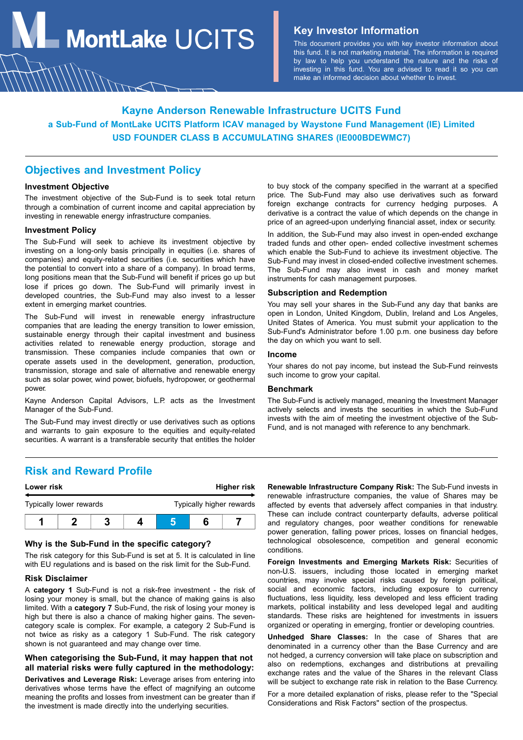MontLake UCITS

## Key Investor Information

This document provides you with key investor information about this fund. It is not marketing material. The information is required by law to help you understand the nature and the risks of investing in this fund. You are advised to read it so you can make an informed decision about whether to invest.

# Kayne Anderson Renewable Infrastructure UCITS Fund

**a Sub-Fund of MontLake UCITS Platform ICAV managed by Waystone Fund Management (IE) Limited**

**USD FOUNDER CLASS B ACCUMULATING SHARES (IE000BDEWMC7)**

## Objectives and Investment Policy

### Investment Objective

The investment objective of the Sub-Fund is to seek total return through a combination of current income and capital appreciation by investing in renewable energy infrastructure companies.

### Investment Policy

The Sub-Fund will seek to achieve its investment objective by investing on a long-only basis principally in equities (i.e. shares of companies) and equity-related securities (i.e. securities which have the potential to convert into a share of a company). In broad terms, long positions mean that the Sub-Fund will benefit if prices go up but lose if prices go down. The Sub-Fund will primarily invest in developed countries, the Sub-Fund may also invest to a lesser extent in emerging market countries.

The Sub-Fund will invest in renewable energy infrastructure companies that are leading the energy transition to lower emission, sustainable energy through their capital investment and business activities related to renewable energy production, storage and transmission. These companies include companies that own or operate assets used in the development, generation, production, transmission, storage and sale of alternative and renewable energy such as solar power, wind power, biofuels, hydropower, or geothermal power.

Kayne Anderson Capital Advisors, L.P. acts as the Investment Manager of the Sub-Fund.

The Sub-Fund may invest directly or use derivatives such as options and warrants to gain exposure to the equities and equity-related securities. A warrant is a transferable security that entitles the holder to buy stock of the company specified in the warrant at a specified price. The Sub-Fund may also use derivatives such as forward foreign exchange contracts for currency hedging purposes. A derivative is a contract the value of which depends on the change in price of an agreed-upon underlying financial asset, index or security.

In addition, the Sub-Fund may also invest in open-ended exchange traded funds and other open- ended collective investment schemes which enable the Sub-Fund to achieve its investment objective. The Sub-Fund may invest in closed-ended collective investment schemes. The Sub-Fund may also invest in cash and money market instruments for cash management purposes.

### Subscription and Redemption

You may sell your shares in the Sub-Fund any day that banks are open in London, United Kingdom, Dublin, Ireland and Los Angeles, United States of America. You must submit your application to the Sub-Fund's Administrator before 1.00 p.m. one business day before the day on which you want to sell.

### Income

Your shares do not pay income, but instead the Sub-Fund reinvests such income to grow your capital.

### Benchmark

The Sub-Fund is actively managed, meaning the Investment Manager actively selects and invests the securities in which the Sub-Fund invests with the aim of meeting the investment objective of the Sub-Fund, and is not managed with reference to any benchmark.

## Risk and Reward Profile

| Lower risk | | | | | | Higher risk |
|---|---|---|---|---|---|---|
| Typically lower rewards | | | | | | Typically higher rewards |
| 1 | 2 | 3 | 4 | **5** | 6 | 7 |

### Why is the Sub-Fund in the specific category?

The risk category for this Sub-Fund is set at 5. It is calculated in line with EU regulations and is based on the risk limit for the Sub-Fund.

### Risk Disclaimer

A **category 1** Sub-Fund is not a risk-free investment - the risk of losing your money is small, but the chance of making gains is also limited. With a **category 7** Sub-Fund, the risk of losing your money is high but there is also a chance of making higher gains. The seven-category scale is complex. For example, a category 2 Sub-Fund is not twice as risky as a category 1 Sub-Fund. The risk category shown is not guaranteed and may change over time.

### When categorising the Sub-Fund, it may happen that not all material risks were fully captured in the methodology:

**Derivatives and Leverage Risk:** Leverage arises from entering into derivatives whose terms have the effect of magnifying an outcome meaning the profits and losses from investment can be greater than if the investment is made directly into the underlying securities.

**Renewable Infrastructure Company Risk:** The Sub-Fund invests in renewable infrastructure companies, the value of Shares may be affected by events that adversely affect companies in that industry. These can include contract counterparty defaults, adverse political and regulatory changes, poor weather conditions for renewable power generation, falling power prices, losses on financial hedges, technological obsolescence, competition and general economic conditions.

**Foreign Investments and Emerging Markets Risk:** Securities of non-U.S. issuers, including those located in emerging market countries, may involve special risks caused by foreign political, social and economic factors, including exposure to currency fluctuations, less liquidity, less developed and less efficient trading markets, political instability and less developed legal and auditing standards. These risks are heightened for investments in issuers organized or operating in emerging, frontier or developing countries.

**Unhedged Share Classes:** In the case of Shares that are denominated in a currency other than the Base Currency and are not hedged, a currency conversion will take place on subscription and also on redemptions, exchanges and distributions at prevailing exchange rates and the value of the Shares in the relevant Class will be subject to exchange rate risk in relation to the Base Currency.

For a more detailed explanation of risks, please refer to the "Special Considerations and Risk Factors" section of the prospectus.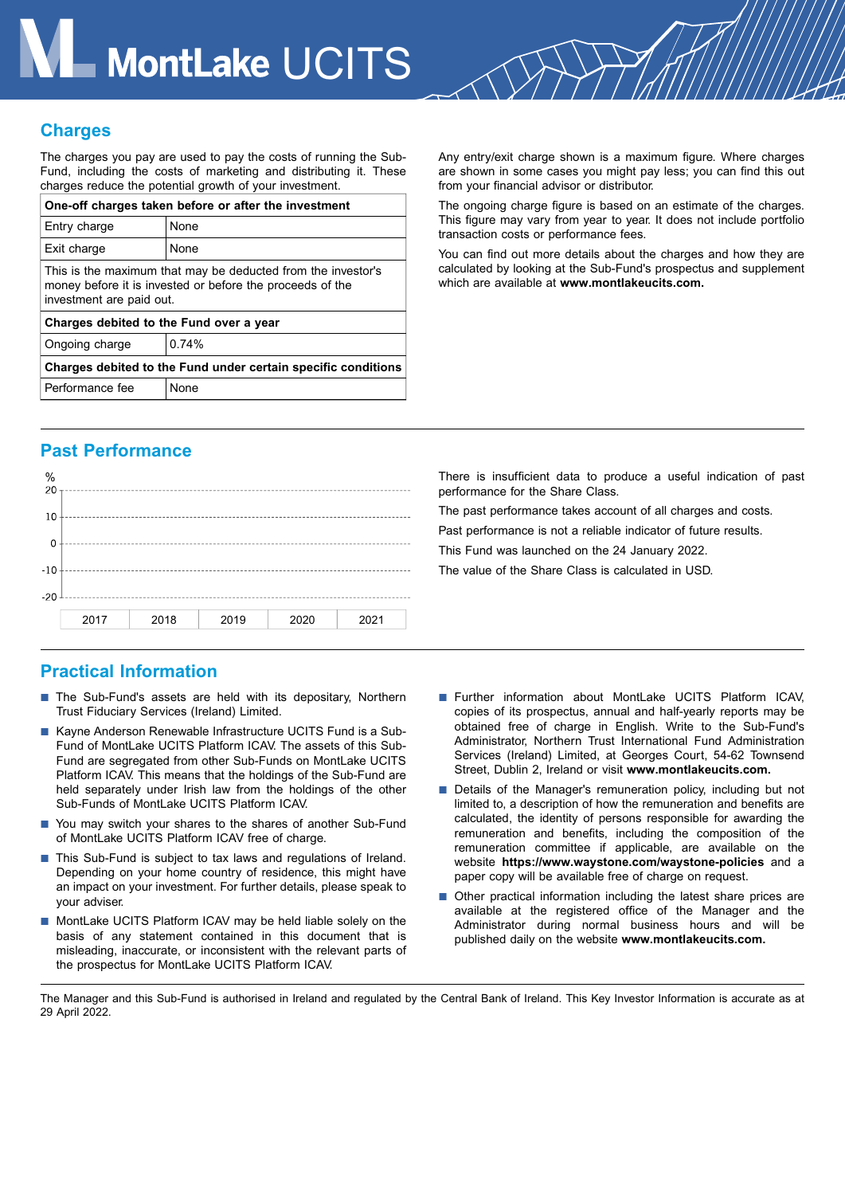## Charges

The charges you pay are used to pay the costs of running the Sub-Fund, including the costs of marketing and distributing it. These charges reduce the potential growth of your investment.

| **One-off charges taken before or after the investment** | |
|---|---|
| Entry charge | None |
| Exit charge | None |
| This is the maximum that may be deducted from the investor's money before it is invested or before the proceeds of the investment are paid out. | |
| **Charges debited to the Fund over a year** | |
| Ongoing charge | 0.74% |
| **Charges debited to the Fund under certain specific conditions** | |
| Performance fee | None |

Any entry/exit charge shown is a maximum figure. Where charges are shown in some cases you might pay less; you can find this out from your financial advisor or distributor.

The ongoing charge figure is based on an estimate of the charges. This figure may vary from year to year. It does not include portfolio transaction costs or performance fees.

You can find out more details about the charges and how they are calculated by looking at the Sub-Fund's prospectus and supplement which are available at **www.montlakeucits.com.**

## Past Performance

%
20
10
0
-10
-20
2017 2018 2019 2020 2021

There is insufficient data to produce a useful indication of past performance for the Share Class.

The past performance takes account of all charges and costs.

Past performance is not a reliable indicator of future results.

This Fund was launched on the 24 January 2022.

The value of the Share Class is calculated in USD.

## Practical Information

- The Sub-Fund's assets are held with its depositary, Northern Trust Fiduciary Services (Ireland) Limited.
- Kayne Anderson Renewable Infrastructure UCITS Fund is a Sub-Fund of MontLake UCITS Platform ICAV. The assets of this Sub-Fund are segregated from other Sub-Funds on MontLake UCITS Platform ICAV. This means that the holdings of the Sub-Fund are held separately under Irish law from the holdings of the other Sub-Funds of MontLake UCITS Platform ICAV.
- You may switch your shares to the shares of another Sub-Fund of MontLake UCITS Platform ICAV free of charge.
- This Sub-Fund is subject to tax laws and regulations of Ireland. Depending on your home country of residence, this might have an impact on your investment. For further details, please speak to your adviser.
- MontLake UCITS Platform ICAV may be held liable solely on the basis of any statement contained in this document that is misleading, inaccurate, or inconsistent with the relevant parts of the prospectus for MontLake UCITS Platform ICAV.
- Further information about MontLake UCITS Platform ICAV, copies of its prospectus, annual and half-yearly reports may be obtained free of charge in English. Write to the Sub-Fund's Administrator, Northern Trust International Fund Administration Services (Ireland) Limited, at Georges Court, 54-62 Townsend Street, Dublin 2, Ireland or visit **www.montlakeucits.com.**
- Details of the Manager's remuneration policy, including but not limited to, a description of how the remuneration and benefits are calculated, the identity of persons responsible for awarding the remuneration and benefits, including the composition of the remuneration committee if applicable, are available on the website **https://www.waystone.com/waystone-policies** and a paper copy will be available free of charge on request.
- Other practical information including the latest share prices are available at the registered office of the Manager and the Administrator during normal business hours and will be published daily on the website **www.montlakeucits.com.**

The Manager and this Sub-Fund is authorised in Ireland and regulated by the Central Bank of Ireland. This Key Investor Information is accurate as at 29 April 2022.